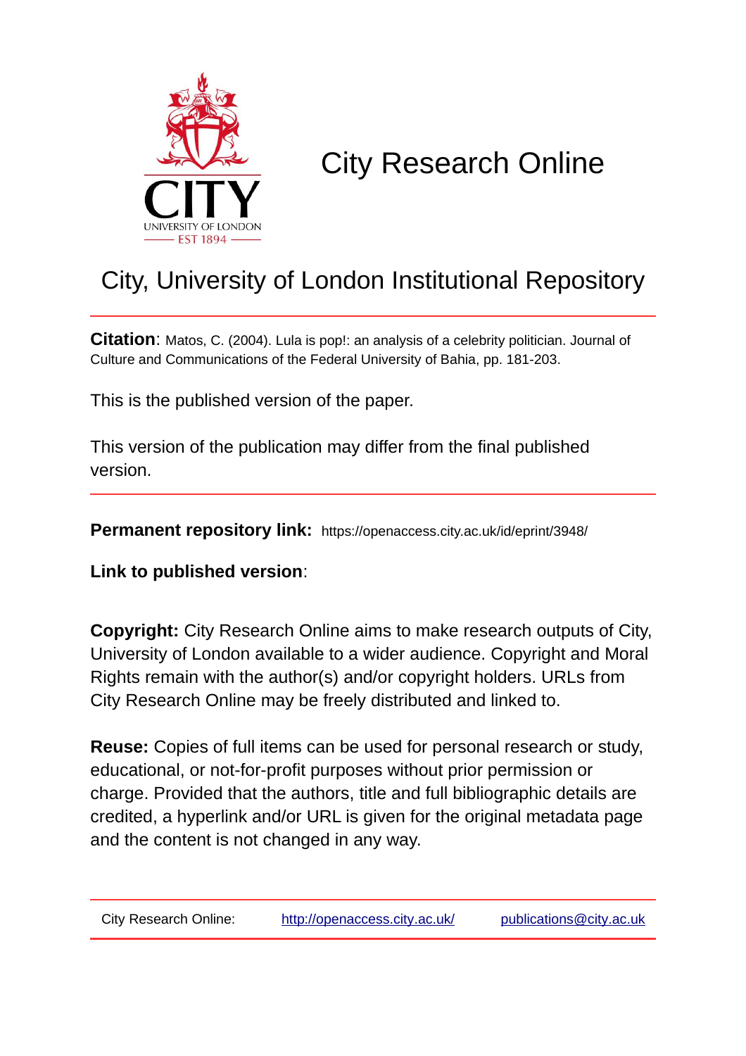# City Research Online

## City, University of London Institutional Repository

**Citation**: Matos, C. (2004). Lula is pop!: an analysis of a celebrity politician. Journal of Culture and Communications of the Federal University of Bahia, pp. 181-203.

This is the published version of the paper.

This version of the publication may differ from the final published version.

**Permanent repository link:** https://openaccess.city.ac.uk/id/eprint/3948/

**Link to published version**:

**Copyright:** City Research Online aims to make research outputs of City, University of London available to a wider audience. Copyright and Moral Rights remain with the author(s) and/or copyright holders. URLs from City Research Online may be freely distributed and linked to.

**Reuse:** Copies of full items can be used for personal research or study, educational, or not-for-profit purposes without prior permission or charge. Provided that the authors, title and full bibliographic details are credited, a hyperlink and/or URL is given for the original metadata page and the content is not changed in any way.

City Research Online: http://openaccess.city.ac.uk/ publications@city.ac.uk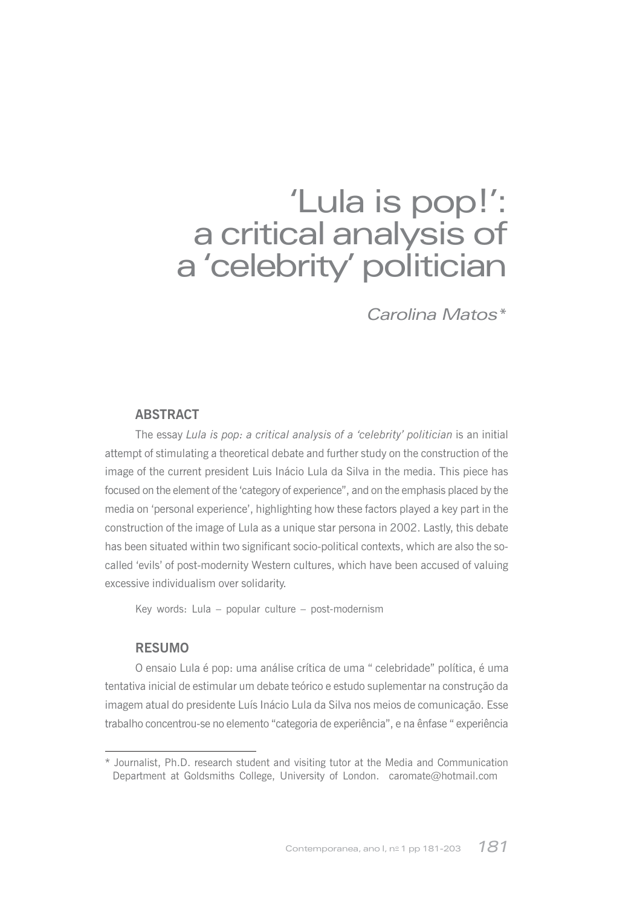# 'Lula is pop!': a critical analysis of a 'celebrity' politician

*Carolina Matos\**

## ABSTRACT

The essay *Lula is pop: a critical analysis of a 'celebrity' politician* is an initial attempt of stimulating a theoretical debate and further study on the construction of the image of the current president Luis Inácio Lula da Silva in the media. This piece has focused on the element of the 'category of experience", and on the emphasis placed by the media on 'personal experience', highlighting how these factors played a key part in the construction of the image of Lula as a unique star persona in 2002. Lastly, this debate has been situated within two significant socio-political contexts, which are also the so-called 'evils' of post-modernity Western cultures, which have been accused of valuing excessive individualism over solidarity.

Key words: Lula – popular culture – post-modernism

## RESUMO

O ensaio Lula é pop: uma análise crítica de uma " celebridade" política, é uma tentativa inicial de estimular um debate teórico e estudo suplementar na construção da imagem atual do presidente Luís Inácio Lula da Silva nos meios de comunicação. Esse trabalho concentrou-se no elemento "categoria de experiência", e na ênfase " experiência

\* Journalist, Ph.D. research student and visiting tutor at the Media and Communication Department at Goldsmiths College, University of London. caromate@hotmail.com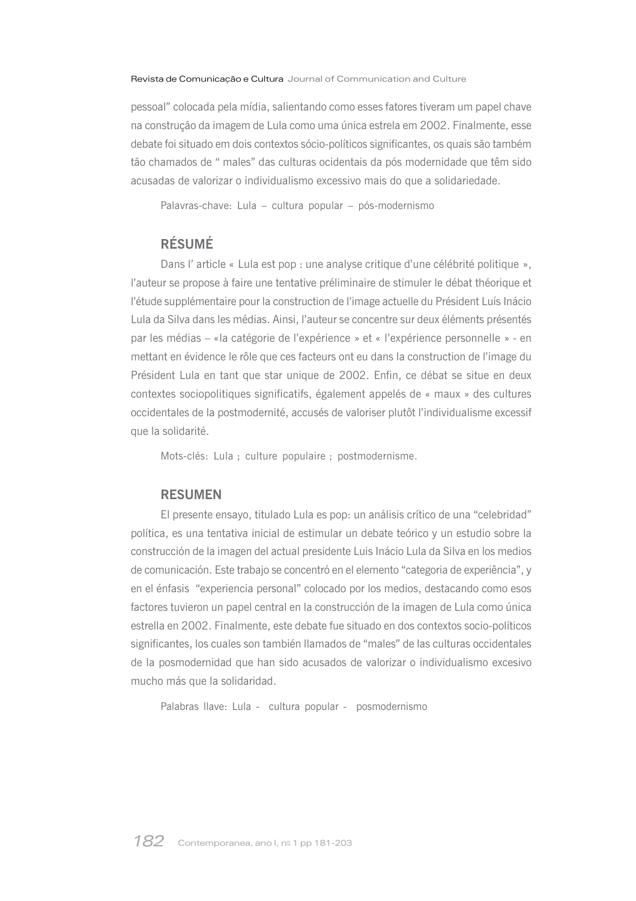pessoal" colocada pela mídia, salientando como esses fatores tiveram um papel chave na construção da imagem de Lula como uma única estrela em 2002. Finalmente, esse debate foi situado em dois contextos sócio-políticos significantes, os quais são também tão chamados de " males" das culturas ocidentais da pós modernidade que têm sido acusadas de valorizar o individualismo excessivo mais do que a solidariedade.

Palavras-chave: Lula – cultura popular – pós-modernismo

## RÉSUMÉ

Dans l' article « Lula est pop : une analyse critique d'une célébrité politique », l'auteur se propose à faire une tentative préliminaire de stimuler le débat théorique et l'étude supplémentaire pour la construction de l'image actuelle du Président Luís Inácio Lula da Silva dans les médias. Ainsi, l'auteur se concentre sur deux éléments présentés par les médias – «la catégorie de l'expérience » et « l'expérience personnelle » - en mettant en évidence le rôle que ces facteurs ont eu dans la construction de l'image du Président Lula en tant que star unique de 2002. Enfin, ce débat se situe en deux contextes sociopolitiques significatifs, également appelés de « maux » des cultures occidentales de la postmodernité, accusés de valoriser plutôt l'individualisme excessif que la solidarité.

Mots-clés: Lula ; culture populaire ; postmodernisme.

## RESUMEN

El presente ensayo, titulado Lula es pop: un análisis crítico de una "celebridad" política, es una tentativa inicial de estimular un debate teórico y un estudio sobre la construcción de la imagen del actual presidente Luis Inácio Lula da Silva en los medios de comunicación. Este trabajo se concentró en el elemento "categoria de experiência", y en el énfasis "experiencia personal" colocado por los medios, destacando como esos factores tuvieron un papel central en la construcción de la imagen de Lula como única estrella en 2002. Finalmente, este debate fue situado en dos contextos socio-políticos significantes, los cuales son también llamados de "males" de las culturas occidentales de la posmodernidad que han sido acusados de valorizar o individualismo excesivo mucho más que la solidaridad.

Palabras llave: Lula - cultura popular - posmodernismo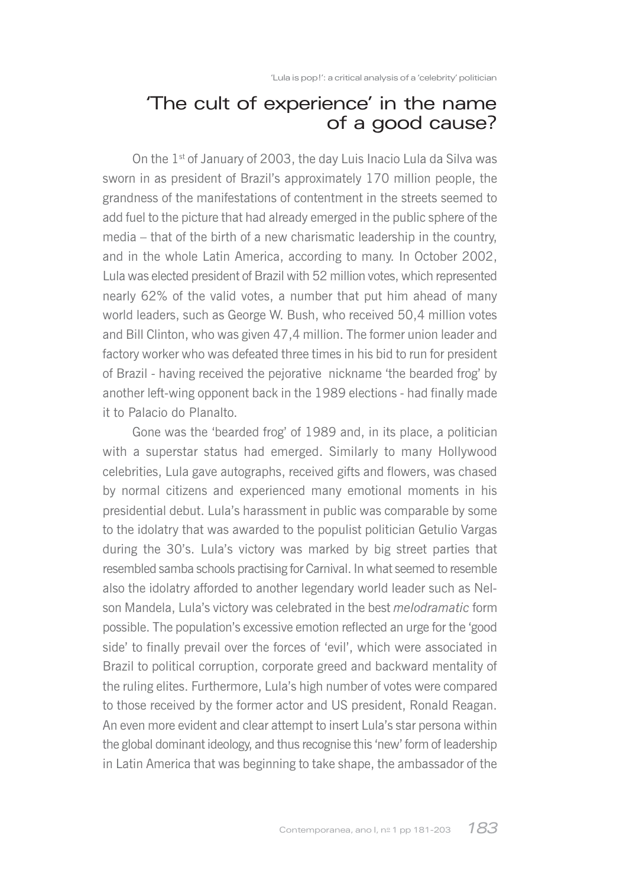## 'The cult of experience' in the name of a good cause?

On the 1[st] of January of 2003, the day Luis Inacio Lula da Silva was sworn in as president of Brazil's approximately 170 million people, the grandness of the manifestations of contentment in the streets seemed to add fuel to the picture that had already emerged in the public sphere of the media – that of the birth of a new charismatic leadership in the country, and in the whole Latin America, according to many. In October 2002, Lula was elected president of Brazil with 52 million votes, which represented nearly 62% of the valid votes, a number that put him ahead of many world leaders, such as George W. Bush, who received 50,4 million votes and Bill Clinton, who was given 47,4 million. The former union leader and factory worker who was defeated three times in his bid to run for president of Brazil - having received the pejorative nickname 'the bearded frog' by another left-wing opponent back in the 1989 elections - had finally made it to Palacio do Planalto.

Gone was the 'bearded frog' of 1989 and, in its place, a politician with a superstar status had emerged. Similarly to many Hollywood celebrities, Lula gave autographs, received gifts and flowers, was chased by normal citizens and experienced many emotional moments in his presidential debut. Lula's harassment in public was comparable by some to the idolatry that was awarded to the populist politician Getulio Vargas during the 30's. Lula's victory was marked by big street parties that resembled samba schools practising for Carnival. In what seemed to resemble also the idolatry afforded to another legendary world leader such as Nelson Mandela, Lula's victory was celebrated in the best *melodramatic* form possible. The population's excessive emotion reflected an urge for the 'good side' to finally prevail over the forces of 'evil', which were associated in Brazil to political corruption, corporate greed and backward mentality of the ruling elites. Furthermore, Lula's high number of votes were compared to those received by the former actor and US president, Ronald Reagan. An even more evident and clear attempt to insert Lula's star persona within the global dominant ideology, and thus recognise this 'new' form of leadership in Latin America that was beginning to take shape, the ambassador of the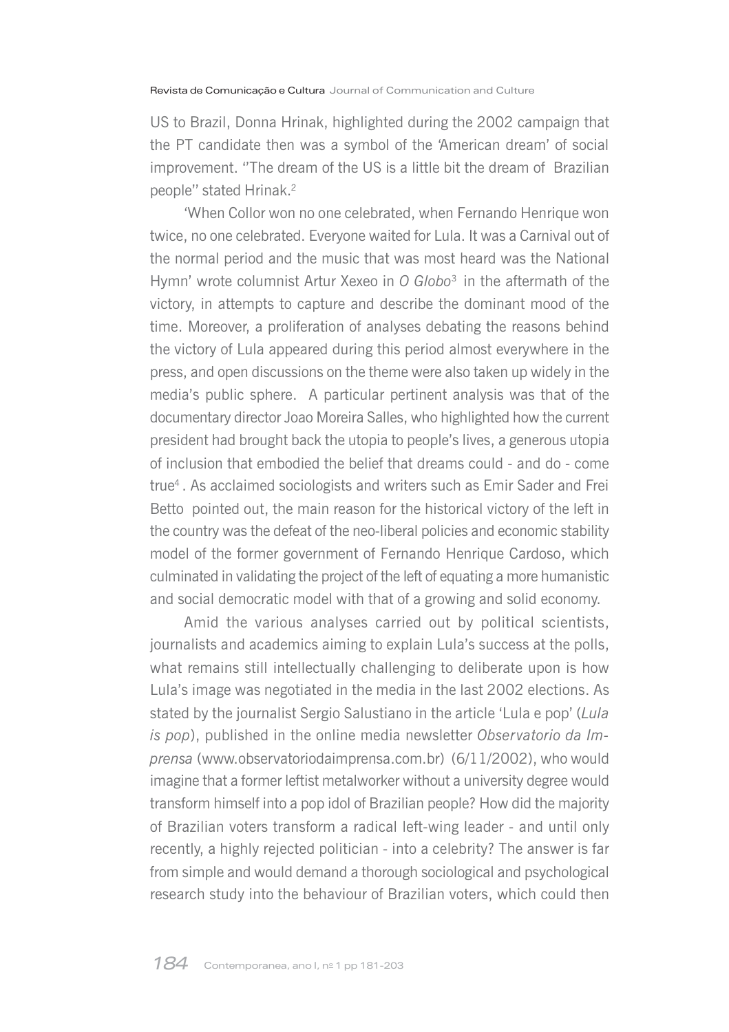US to Brazil, Donna Hrinak, highlighted during the 2002 campaign that the PT candidate then was a symbol of the 'American dream' of social improvement. ''The dream of the US is a little bit the dream of Brazilian people'' stated Hrinak.[2]

'When Collor won no one celebrated, when Fernando Henrique won twice, no one celebrated. Everyone waited for Lula. It was a Carnival out of the normal period and the music that was most heard was the National Hymn' wrote columnist Artur Xexeo in *O Globo*[3] in the aftermath of the victory, in attempts to capture and describe the dominant mood of the time. Moreover, a proliferation of analyses debating the reasons behind the victory of Lula appeared during this period almost everywhere in the press, and open discussions on the theme were also taken up widely in the media's public sphere. A particular pertinent analysis was that of the documentary director Joao Moreira Salles, who highlighted how the current president had brought back the utopia to people's lives, a generous utopia of inclusion that embodied the belief that dreams could - and do - come true[4]. As acclaimed sociologists and writers such as Emir Sader and Frei Betto pointed out, the main reason for the historical victory of the left in the country was the defeat of the neo-liberal policies and economic stability model of the former government of Fernando Henrique Cardoso, which culminated in validating the project of the left of equating a more humanistic and social democratic model with that of a growing and solid economy.

Amid the various analyses carried out by political scientists, journalists and academics aiming to explain Lula's success at the polls, what remains still intellectually challenging to deliberate upon is how Lula's image was negotiated in the media in the last 2002 elections. As stated by the journalist Sergio Salustiano in the article 'Lula e pop' (*Lula is pop*), published in the online media newsletter *Observatorio da Imprensa* (www.observatoriodaimprensa.com.br) (6/11/2002), who would imagine that a former leftist metalworker without a university degree would transform himself into a pop idol of Brazilian people? How did the majority of Brazilian voters transform a radical left-wing leader - and until only recently, a highly rejected politician - into a celebrity? The answer is far from simple and would demand a thorough sociological and psychological research study into the behaviour of Brazilian voters, which could then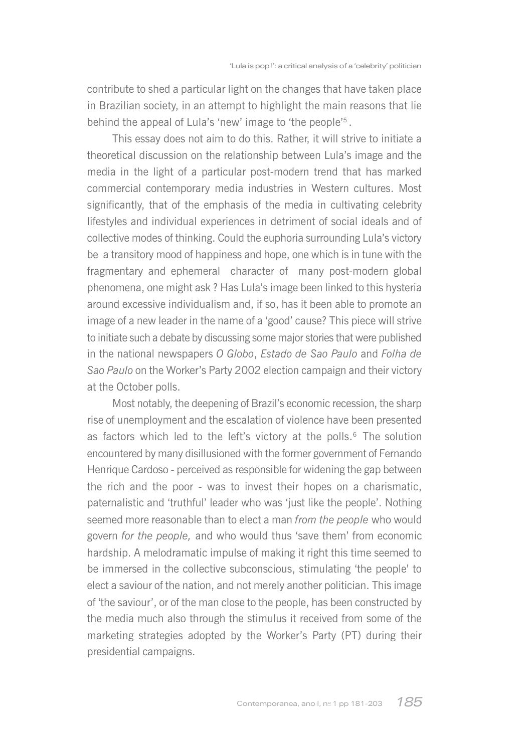contribute to shed a particular light on the changes that have taken place in Brazilian society, in an attempt to highlight the main reasons that lie behind the appeal of Lula's 'new' image to 'the people'[5].

This essay does not aim to do this. Rather, it will strive to initiate a theoretical discussion on the relationship between Lula's image and the media in the light of a particular post-modern trend that has marked commercial contemporary media industries in Western cultures. Most significantly, that of the emphasis of the media in cultivating celebrity lifestyles and individual experiences in detriment of social ideals and of collective modes of thinking. Could the euphoria surrounding Lula's victory be a transitory mood of happiness and hope, one which is in tune with the fragmentary and ephemeral character of many post-modern global phenomena, one might ask ? Has Lula's image been linked to this hysteria around excessive individualism and, if so, has it been able to promote an image of a new leader in the name of a 'good' cause? This piece will strive to initiate such a debate by discussing some major stories that were published in the national newspapers *O Globo*, *Estado de Sao Paulo* and *Folha de Sao Paulo* on the Worker's Party 2002 election campaign and their victory at the October polls.

Most notably, the deepening of Brazil's economic recession, the sharp rise of unemployment and the escalation of violence have been presented as factors which led to the left's victory at the polls.[6] The solution encountered by many disillusioned with the former government of Fernando Henrique Cardoso - perceived as responsible for widening the gap between the rich and the poor - was to invest their hopes on a charismatic, paternalistic and 'truthful' leader who was 'just like the people'. Nothing seemed more reasonable than to elect a man *from the people* who would govern *for the people,* and who would thus 'save them' from economic hardship. A melodramatic impulse of making it right this time seemed to be immersed in the collective subconscious, stimulating 'the people' to elect a saviour of the nation, and not merely another politician. This image of 'the saviour', or of the man close to the people, has been constructed by the media much also through the stimulus it received from some of the marketing strategies adopted by the Worker's Party (PT) during their presidential campaigns.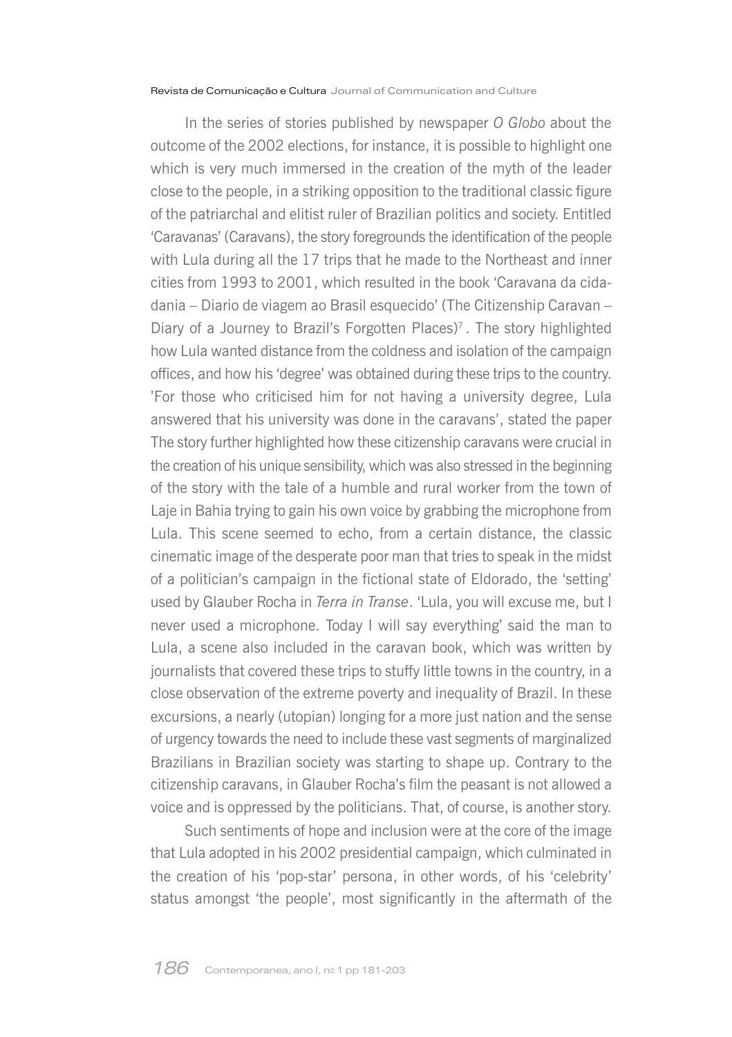In the series of stories published by newspaper *O Globo* about the outcome of the 2002 elections, for instance, it is possible to highlight one which is very much immersed in the creation of the myth of the leader close to the people, in a striking opposition to the traditional classic figure of the patriarchal and elitist ruler of Brazilian politics and society. Entitled 'Caravanas' (Caravans), the story foregrounds the identification of the people with Lula during all the 17 trips that he made to the Northeast and inner cities from 1993 to 2001, which resulted in the book 'Caravana da cidadania – Diario de viagem ao Brasil esquecido' (The Citizenship Caravan – Diary of a Journey to Brazil's Forgotten Places)[7]. The story highlighted how Lula wanted distance from the coldness and isolation of the campaign offices, and how his 'degree' was obtained during these trips to the country. 'For those who criticised him for not having a university degree, Lula answered that his university was done in the caravans', stated the paper The story further highlighted how these citizenship caravans were crucial in the creation of his unique sensibility, which was also stressed in the beginning of the story with the tale of a humble and rural worker from the town of Laje in Bahia trying to gain his own voice by grabbing the microphone from Lula. This scene seemed to echo, from a certain distance, the classic cinematic image of the desperate poor man that tries to speak in the midst of a politician's campaign in the fictional state of Eldorado, the 'setting' used by Glauber Rocha in *Terra in Transe*. 'Lula, you will excuse me, but I never used a microphone. Today I will say everything' said the man to Lula, a scene also included in the caravan book, which was written by journalists that covered these trips to stuffy little towns in the country, in a close observation of the extreme poverty and inequality of Brazil. In these excursions, a nearly (utopian) longing for a more just nation and the sense of urgency towards the need to include these vast segments of marginalized Brazilians in Brazilian society was starting to shape up. Contrary to the citizenship caravans, in Glauber Rocha's film the peasant is not allowed a voice and is oppressed by the politicians. That, of course, is another story.

Such sentiments of hope and inclusion were at the core of the image that Lula adopted in his 2002 presidential campaign, which culminated in the creation of his 'pop-star' persona, in other words, of his 'celebrity' status amongst 'the people', most significantly in the aftermath of the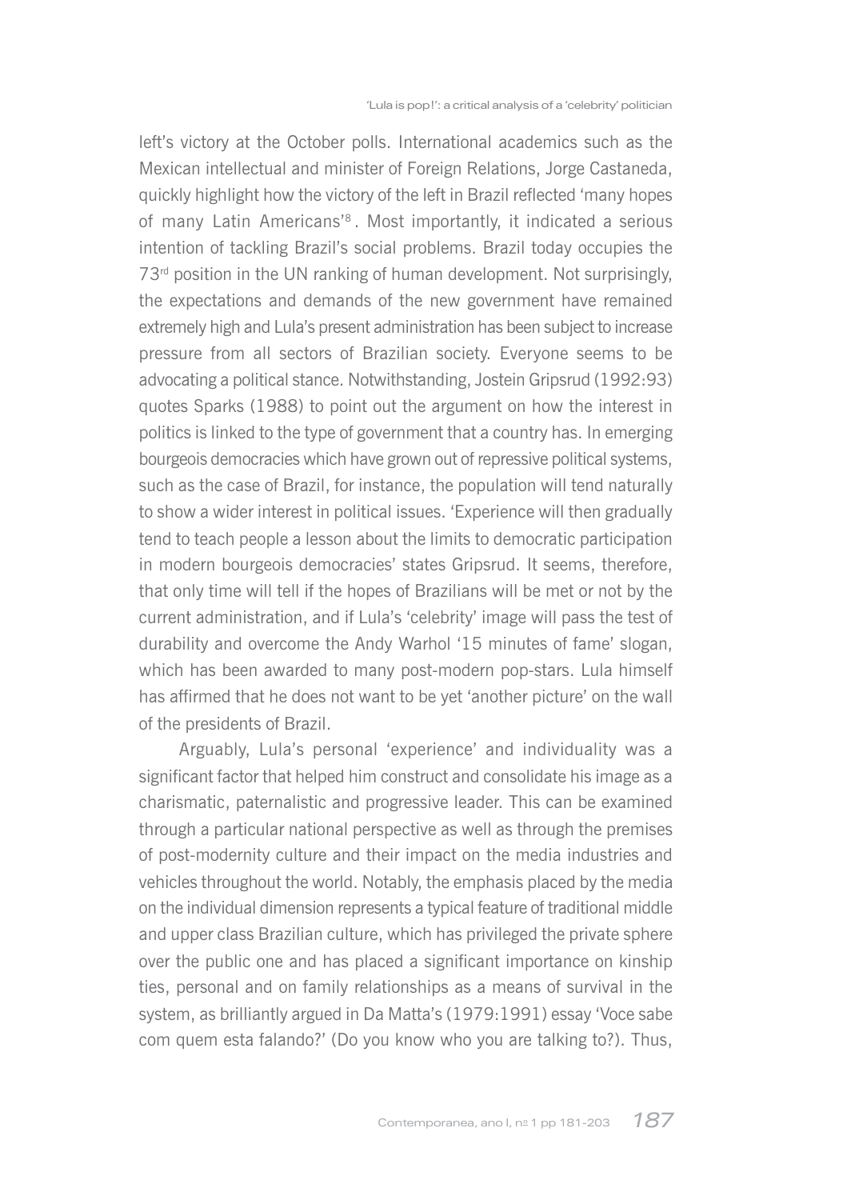left's victory at the October polls. International academics such as the Mexican intellectual and minister of Foreign Relations, Jorge Castaneda, quickly highlight how the victory of the left in Brazil reflected 'many hopes of many Latin Americans'[8]. Most importantly, it indicated a serious intention of tackling Brazil's social problems. Brazil today occupies the 73rd position in the UN ranking of human development. Not surprisingly, the expectations and demands of the new government have remained extremely high and Lula's present administration has been subject to increase pressure from all sectors of Brazilian society. Everyone seems to be advocating a political stance. Notwithstanding, Jostein Gripsrud (1992:93) quotes Sparks (1988) to point out the argument on how the interest in politics is linked to the type of government that a country has. In emerging bourgeois democracies which have grown out of repressive political systems, such as the case of Brazil, for instance, the population will tend naturally to show a wider interest in political issues. 'Experience will then gradually tend to teach people a lesson about the limits to democratic participation in modern bourgeois democracies' states Gripsrud. It seems, therefore, that only time will tell if the hopes of Brazilians will be met or not by the current administration, and if Lula's 'celebrity' image will pass the test of durability and overcome the Andy Warhol '15 minutes of fame' slogan, which has been awarded to many post-modern pop-stars. Lula himself has affirmed that he does not want to be yet 'another picture' on the wall of the presidents of Brazil.

Arguably, Lula's personal 'experience' and individuality was a significant factor that helped him construct and consolidate his image as a charismatic, paternalistic and progressive leader. This can be examined through a particular national perspective as well as through the premises of post-modernity culture and their impact on the media industries and vehicles throughout the world. Notably, the emphasis placed by the media on the individual dimension represents a typical feature of traditional middle and upper class Brazilian culture, which has privileged the private sphere over the public one and has placed a significant importance on kinship ties, personal and on family relationships as a means of survival in the system, as brilliantly argued in Da Matta's (1979:1991) essay 'Voce sabe com quem esta falando?' (Do you know who you are talking to?). Thus,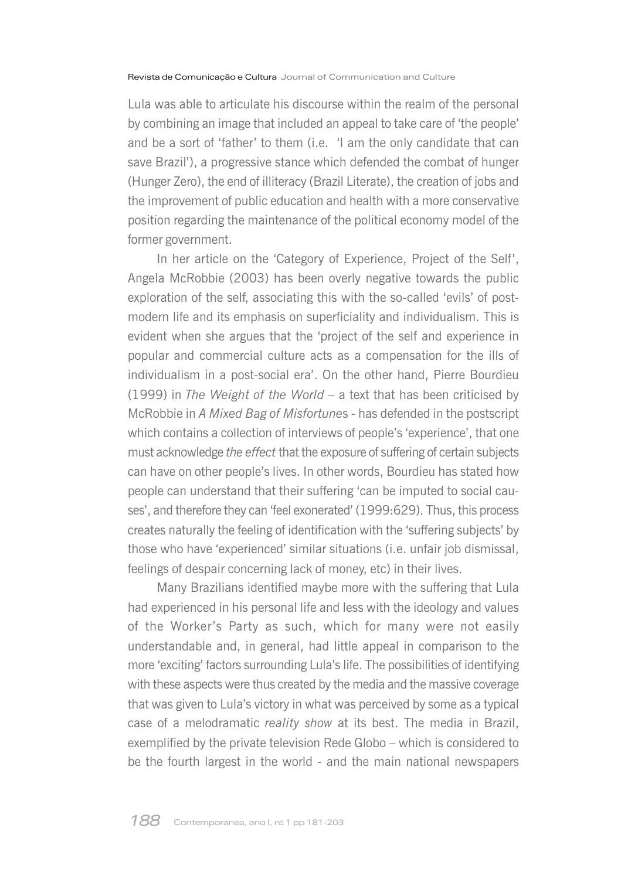Lula was able to articulate his discourse within the realm of the personal by combining an image that included an appeal to take care of 'the people' and be a sort of 'father' to them (i.e. 'I am the only candidate that can save Brazil'), a progressive stance which defended the combat of hunger (Hunger Zero), the end of illiteracy (Brazil Literate), the creation of jobs and the improvement of public education and health with a more conservative position regarding the maintenance of the political economy model of the former government.

In her article on the 'Category of Experience, Project of the Self', Angela McRobbie (2003) has been overly negative towards the public exploration of the self, associating this with the so-called 'evils' of post-modern life and its emphasis on superficiality and individualism. This is evident when she argues that the 'project of the self and experience in popular and commercial culture acts as a compensation for the ills of individualism in a post-social era'. On the other hand, Pierre Bourdieu (1999) in *The Weight of the World* – a text that has been criticised by McRobbie in *A Mixed Bag of Misfortune*s - has defended in the postscript which contains a collection of interviews of people's 'experience', that one must acknowledge *the effect* that the exposure of suffering of certain subjects can have on other people's lives. In other words, Bourdieu has stated how people can understand that their suffering 'can be imputed to social causes', and therefore they can 'feel exonerated' (1999:629). Thus, this process creates naturally the feeling of identification with the 'suffering subjects' by those who have 'experienced' similar situations (i.e. unfair job dismissal, feelings of despair concerning lack of money, etc) in their lives.

Many Brazilians identified maybe more with the suffering that Lula had experienced in his personal life and less with the ideology and values of the Worker's Party as such, which for many were not easily understandable and, in general, had little appeal in comparison to the more 'exciting' factors surrounding Lula's life. The possibilities of identifying with these aspects were thus created by the media and the massive coverage that was given to Lula's victory in what was perceived by some as a typical case of a melodramatic *reality show* at its best. The media in Brazil, exemplified by the private television Rede Globo – which is considered to be the fourth largest in the world - and the main national newspapers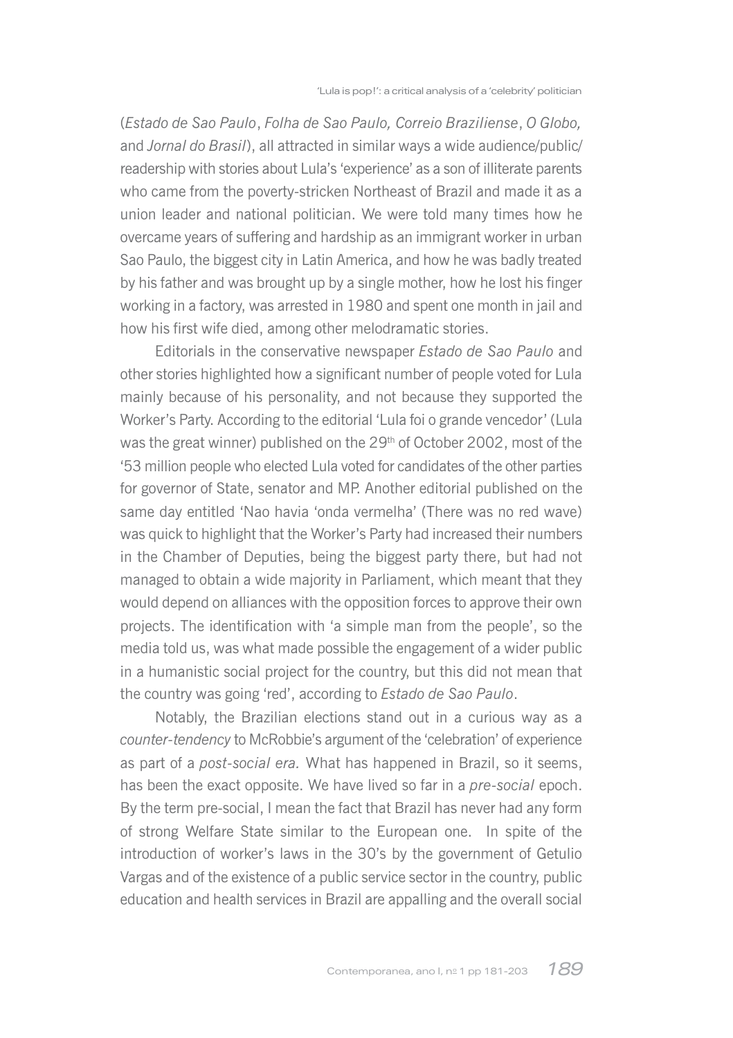(*Estado de Sao Paulo*, *Folha de Sao Paulo, Correio Braziliense*, *O Globo,* and *Jornal do Brasil*), all attracted in similar ways a wide audience/public/readership with stories about Lula's 'experience' as a son of illiterate parents who came from the poverty-stricken Northeast of Brazil and made it as a union leader and national politician. We were told many times how he overcame years of suffering and hardship as an immigrant worker in urban Sao Paulo, the biggest city in Latin America, and how he was badly treated by his father and was brought up by a single mother, how he lost his finger working in a factory, was arrested in 1980 and spent one month in jail and how his first wife died, among other melodramatic stories.

Editorials in the conservative newspaper *Estado de Sao Paulo* and other stories highlighted how a significant number of people voted for Lula mainly because of his personality, and not because they supported the Worker's Party. According to the editorial 'Lula foi o grande vencedor' (Lula was the great winner) published on the 29th of October 2002, most of the '53 million people who elected Lula voted for candidates of the other parties for governor of State, senator and MP. Another editorial published on the same day entitled 'Nao havia 'onda vermelha' (There was no red wave) was quick to highlight that the Worker's Party had increased their numbers in the Chamber of Deputies, being the biggest party there, but had not managed to obtain a wide majority in Parliament, which meant that they would depend on alliances with the opposition forces to approve their own projects. The identification with 'a simple man from the people', so the media told us, was what made possible the engagement of a wider public in a humanistic social project for the country, but this did not mean that the country was going 'red', according to *Estado de Sao Paulo*.

Notably, the Brazilian elections stand out in a curious way as a *counter-tendency* to McRobbie's argument of the 'celebration' of experience as part of a *post-social era.* What has happened in Brazil, so it seems, has been the exact opposite. We have lived so far in a *pre-social* epoch. By the term pre-social, I mean the fact that Brazil has never had any form of strong Welfare State similar to the European one. In spite of the introduction of worker's laws in the 30's by the government of Getulio Vargas and of the existence of a public service sector in the country, public education and health services in Brazil are appalling and the overall social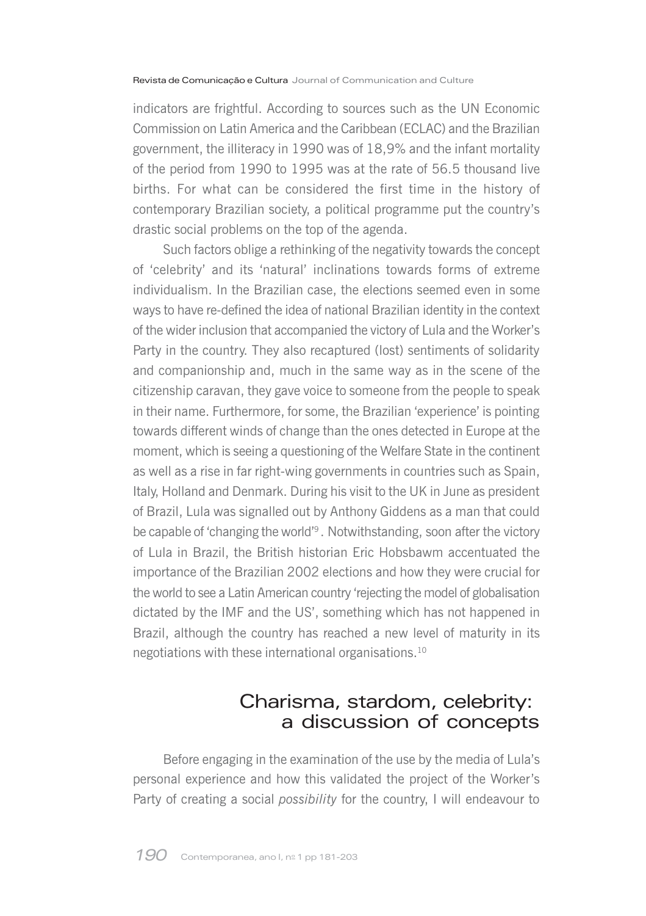indicators are frightful. According to sources such as the UN Economic Commission on Latin America and the Caribbean (ECLAC) and the Brazilian government, the illiteracy in 1990 was of 18,9% and the infant mortality of the period from 1990 to 1995 was at the rate of 56.5 thousand live births. For what can be considered the first time in the history of contemporary Brazilian society, a political programme put the country's drastic social problems on the top of the agenda.

Such factors oblige a rethinking of the negativity towards the concept of 'celebrity' and its 'natural' inclinations towards forms of extreme individualism. In the Brazilian case, the elections seemed even in some ways to have re-defined the idea of national Brazilian identity in the context of the wider inclusion that accompanied the victory of Lula and the Worker's Party in the country. They also recaptured (lost) sentiments of solidarity and companionship and, much in the same way as in the scene of the citizenship caravan, they gave voice to someone from the people to speak in their name. Furthermore, for some, the Brazilian 'experience' is pointing towards different winds of change than the ones detected in Europe at the moment, which is seeing a questioning of the Welfare State in the continent as well as a rise in far right-wing governments in countries such as Spain, Italy, Holland and Denmark. During his visit to the UK in June as president of Brazil, Lula was signalled out by Anthony Giddens as a man that could be capable of 'changing the world'[9]. Notwithstanding, soon after the victory of Lula in Brazil, the British historian Eric Hobsbawm accentuated the importance of the Brazilian 2002 elections and how they were crucial for the world to see a Latin American country 'rejecting the model of globalisation dictated by the IMF and the US', something which has not happened in Brazil, although the country has reached a new level of maturity in its negotiations with these international organisations.[10]

## Charisma, stardom, celebrity: a discussion of concepts

Before engaging in the examination of the use by the media of Lula's personal experience and how this validated the project of the Worker's Party of creating a social *possibility* for the country, I will endeavour to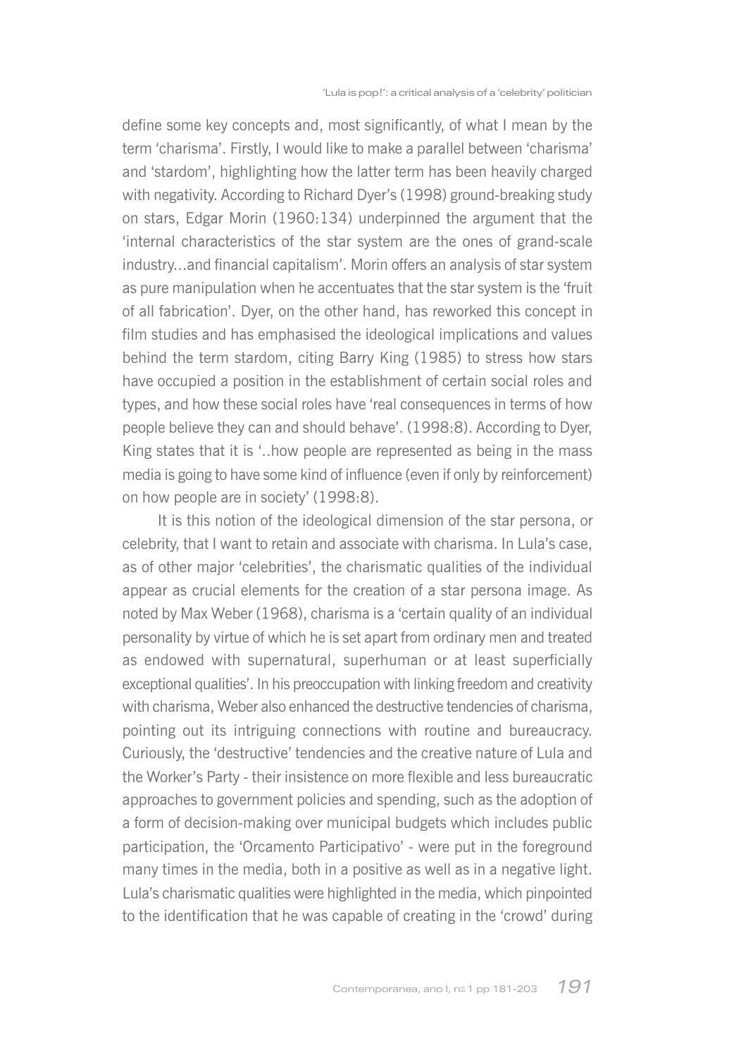define some key concepts and, most significantly, of what I mean by the term 'charisma'. Firstly, I would like to make a parallel between 'charisma' and 'stardom', highlighting how the latter term has been heavily charged with negativity. According to Richard Dyer's (1998) ground-breaking study on stars, Edgar Morin (1960:134) underpinned the argument that the 'internal characteristics of the star system are the ones of grand-scale industry…and financial capitalism'. Morin offers an analysis of star system as pure manipulation when he accentuates that the star system is the 'fruit of all fabrication'. Dyer, on the other hand, has reworked this concept in film studies and has emphasised the ideological implications and values behind the term stardom, citing Barry King (1985) to stress how stars have occupied a position in the establishment of certain social roles and types, and how these social roles have 'real consequences in terms of how people believe they can and should behave'. (1998:8). According to Dyer, King states that it is '..how people are represented as being in the mass media is going to have some kind of influence (even if only by reinforcement) on how people are in society' (1998:8).

It is this notion of the ideological dimension of the star persona, or celebrity, that I want to retain and associate with charisma. In Lula's case, as of other major 'celebrities', the charismatic qualities of the individual appear as crucial elements for the creation of a star persona image. As noted by Max Weber (1968), charisma is a 'certain quality of an individual personality by virtue of which he is set apart from ordinary men and treated as endowed with supernatural, superhuman or at least superficially exceptional qualities'. In his preoccupation with linking freedom and creativity with charisma, Weber also enhanced the destructive tendencies of charisma, pointing out its intriguing connections with routine and bureaucracy. Curiously, the 'destructive' tendencies and the creative nature of Lula and the Worker's Party - their insistence on more flexible and less bureaucratic approaches to government policies and spending, such as the adoption of a form of decision-making over municipal budgets which includes public participation, the 'Orcamento Participativo' - were put in the foreground many times in the media, both in a positive as well as in a negative light. Lula's charismatic qualities were highlighted in the media, which pinpointed to the identification that he was capable of creating in the 'crowd' during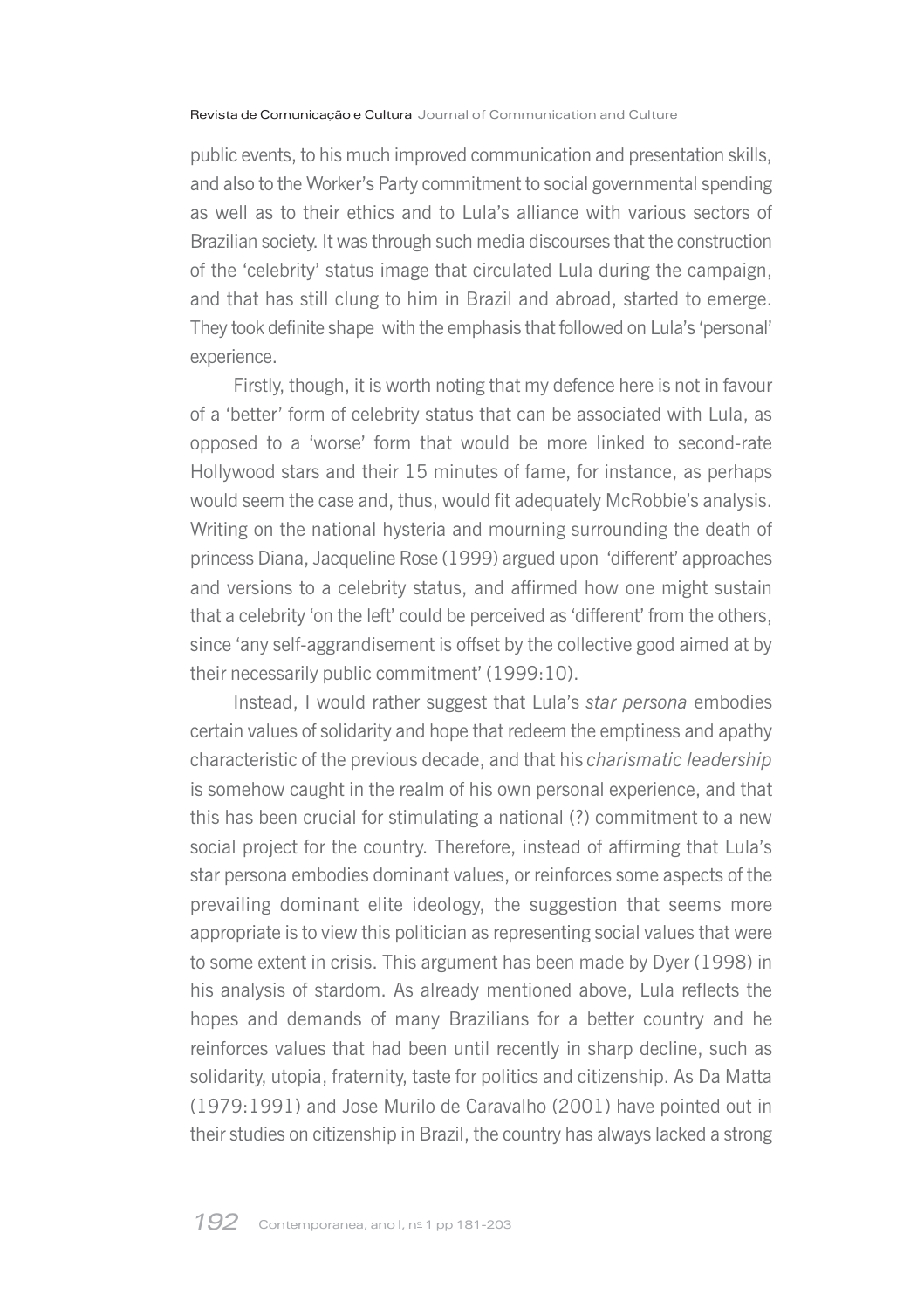public events, to his much improved communication and presentation skills, and also to the Worker's Party commitment to social governmental spending as well as to their ethics and to Lula's alliance with various sectors of Brazilian society. It was through such media discourses that the construction of the 'celebrity' status image that circulated Lula during the campaign, and that has still clung to him in Brazil and abroad, started to emerge. They took definite shape with the emphasis that followed on Lula's 'personal' experience.

Firstly, though, it is worth noting that my defence here is not in favour of a 'better' form of celebrity status that can be associated with Lula, as opposed to a 'worse' form that would be more linked to second-rate Hollywood stars and their 15 minutes of fame, for instance, as perhaps would seem the case and, thus, would fit adequately McRobbie's analysis. Writing on the national hysteria and mourning surrounding the death of princess Diana, Jacqueline Rose (1999) argued upon 'different' approaches and versions to a celebrity status, and affirmed how one might sustain that a celebrity 'on the left' could be perceived as 'different' from the others, since 'any self-aggrandisement is offset by the collective good aimed at by their necessarily public commitment' (1999:10).

Instead, I would rather suggest that Lula's *star persona* embodies certain values of solidarity and hope that redeem the emptiness and apathy characteristic of the previous decade, and that his *charismatic leadership* is somehow caught in the realm of his own personal experience, and that this has been crucial for stimulating a national (?) commitment to a new social project for the country. Therefore, instead of affirming that Lula's star persona embodies dominant values, or reinforces some aspects of the prevailing dominant elite ideology, the suggestion that seems more appropriate is to view this politician as representing social values that were to some extent in crisis. This argument has been made by Dyer (1998) in his analysis of stardom. As already mentioned above, Lula reflects the hopes and demands of many Brazilians for a better country and he reinforces values that had been until recently in sharp decline, such as solidarity, utopia, fraternity, taste for politics and citizenship. As Da Matta (1979:1991) and Jose Murilo de Caravalho (2001) have pointed out in their studies on citizenship in Brazil, the country has always lacked a strong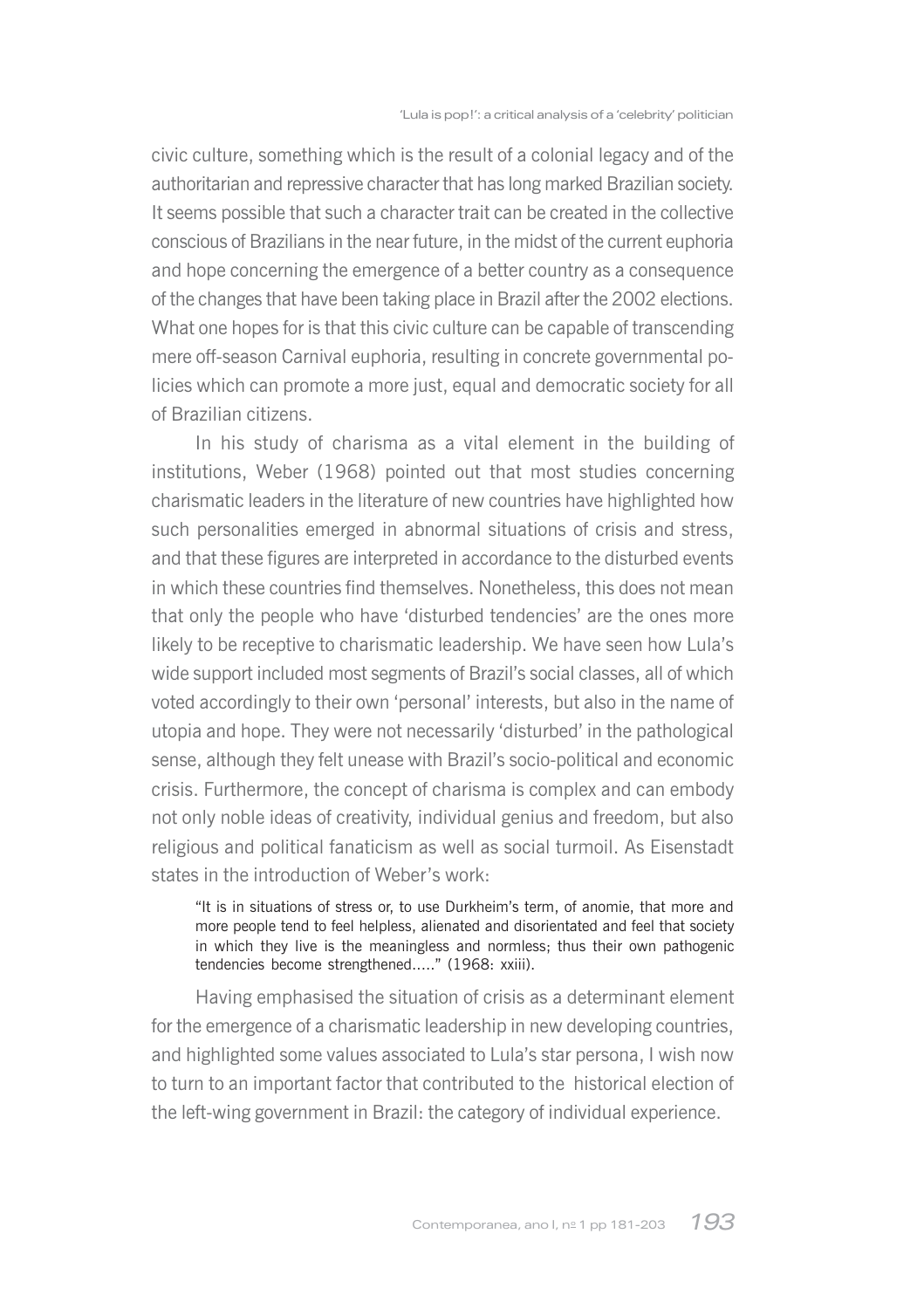civic culture, something which is the result of a colonial legacy and of the authoritarian and repressive character that has long marked Brazilian society. It seems possible that such a character trait can be created in the collective conscious of Brazilians in the near future, in the midst of the current euphoria and hope concerning the emergence of a better country as a consequence of the changes that have been taking place in Brazil after the 2002 elections. What one hopes for is that this civic culture can be capable of transcending mere off-season Carnival euphoria, resulting in concrete governmental policies which can promote a more just, equal and democratic society for all of Brazilian citizens.

In his study of charisma as a vital element in the building of institutions, Weber (1968) pointed out that most studies concerning charismatic leaders in the literature of new countries have highlighted how such personalities emerged in abnormal situations of crisis and stress, and that these figures are interpreted in accordance to the disturbed events in which these countries find themselves. Nonetheless, this does not mean that only the people who have 'disturbed tendencies' are the ones more likely to be receptive to charismatic leadership. We have seen how Lula's wide support included most segments of Brazil's social classes, all of which voted accordingly to their own 'personal' interests, but also in the name of utopia and hope. They were not necessarily 'disturbed' in the pathological sense, although they felt unease with Brazil's socio-political and economic crisis. Furthermore, the concept of charisma is complex and can embody not only noble ideas of creativity, individual genius and freedom, but also religious and political fanaticism as well as social turmoil. As Eisenstadt states in the introduction of Weber's work:

> "It is in situations of stress or, to use Durkheim's term, of anomie, that more and more people tend to feel helpless, alienated and disorientated and feel that society in which they live is the meaningless and normless; thus their own pathogenic tendencies become strengthened….." (1968: xxiii).

Having emphasised the situation of crisis as a determinant element for the emergence of a charismatic leadership in new developing countries, and highlighted some values associated to Lula's star persona, I wish now to turn to an important factor that contributed to the historical election of the left-wing government in Brazil: the category of individual experience.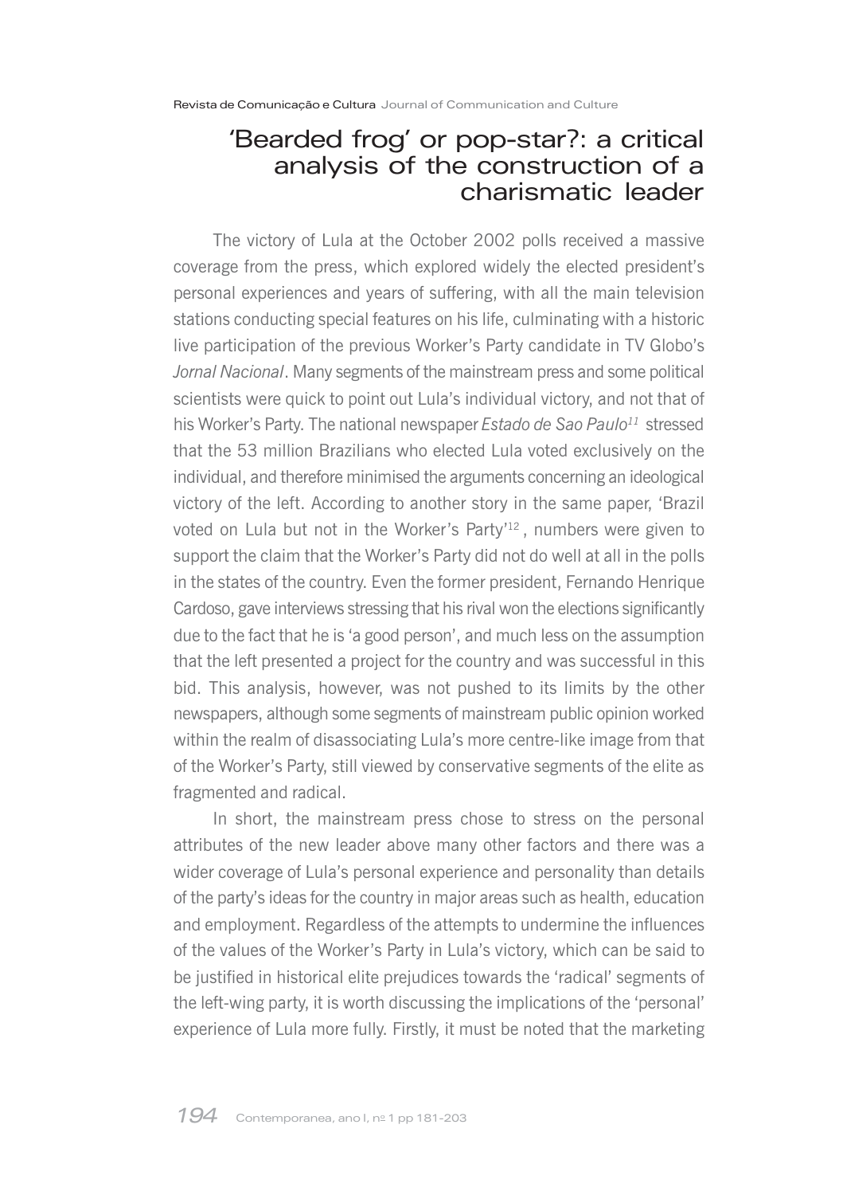The victory of Lula at the October 2002 polls received a massive coverage from the press, which explored widely the elected president's personal experiences and years of suffering, with all the main television stations conducting special features on his life, culminating with a historic live participation of the previous Worker's Party candidate in TV Globo's *Jornal Nacional*. Many segments of the mainstream press and some political scientists were quick to point out Lula's individual victory, and not that of his Worker's Party. The national newspaper *Estado de Sao Paulo*[11] stressed that the 53 million Brazilians who elected Lula voted exclusively on the individual, and therefore minimised the arguments concerning an ideological victory of the left. According to another story in the same paper, 'Brazil voted on Lula but not in the Worker's Party'[12], numbers were given to support the claim that the Worker's Party did not do well at all in the polls in the states of the country. Even the former president, Fernando Henrique Cardoso, gave interviews stressing that his rival won the elections significantly due to the fact that he is 'a good person', and much less on the assumption that the left presented a project for the country and was successful in this bid. This analysis, however, was not pushed to its limits by the other newspapers, although some segments of mainstream public opinion worked within the realm of disassociating Lula's more centre-like image from that of the Worker's Party, still viewed by conservative segments of the elite as fragmented and radical.

In short, the mainstream press chose to stress on the personal attributes of the new leader above many other factors and there was a wider coverage of Lula's personal experience and personality than details of the party's ideas for the country in major areas such as health, education and employment. Regardless of the attempts to undermine the influences of the values of the Worker's Party in Lula's victory, which can be said to be justified in historical elite prejudices towards the 'radical' segments of the left-wing party, it is worth discussing the implications of the 'personal' experience of Lula more fully. Firstly, it must be noted that the marketing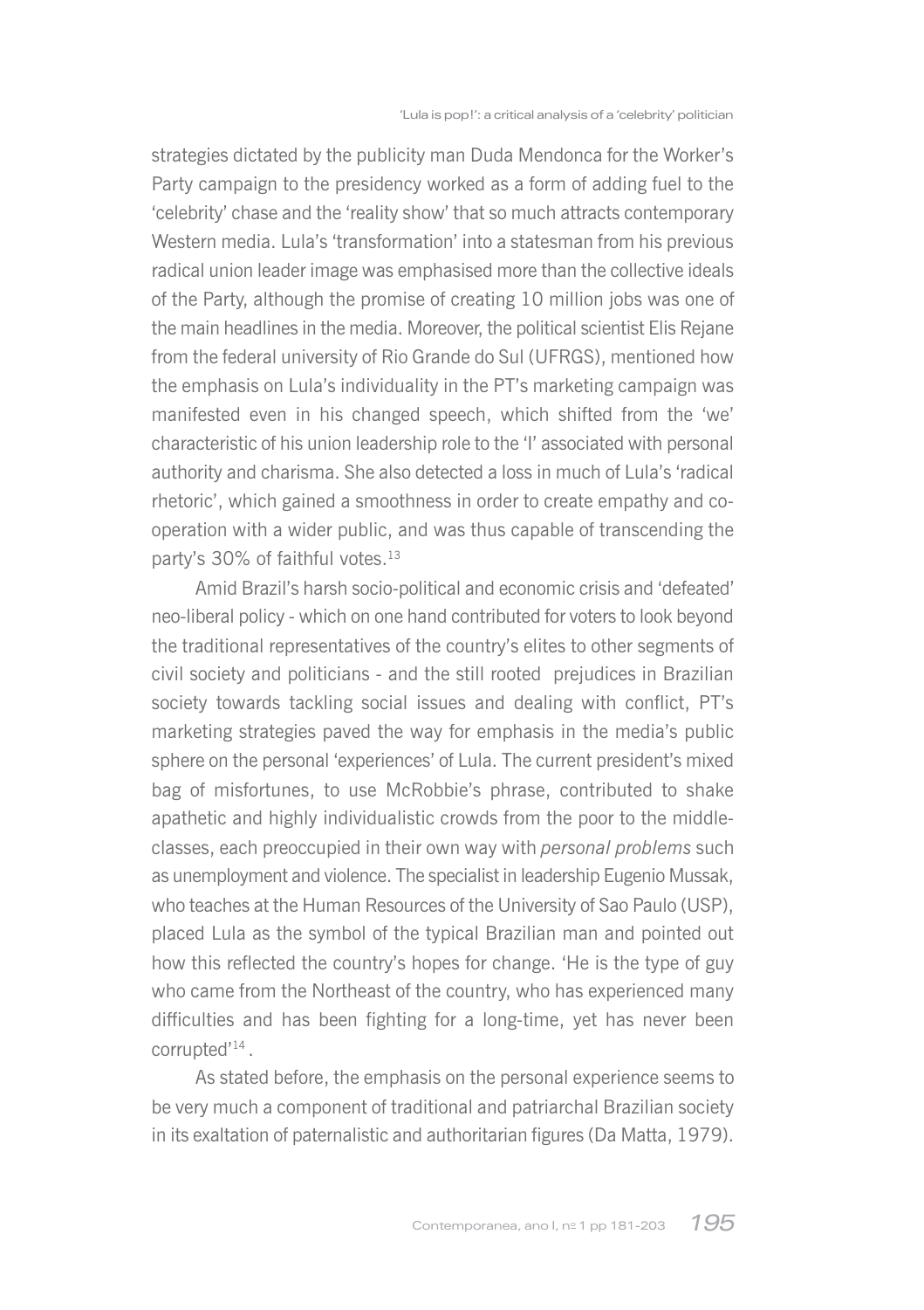strategies dictated by the publicity man Duda Mendonca for the Worker's Party campaign to the presidency worked as a form of adding fuel to the 'celebrity' chase and the 'reality show' that so much attracts contemporary Western media. Lula's 'transformation' into a statesman from his previous radical union leader image was emphasised more than the collective ideals of the Party, although the promise of creating 10 million jobs was one of the main headlines in the media. Moreover, the political scientist Elis Rejane from the federal university of Rio Grande do Sul (UFRGS), mentioned how the emphasis on Lula's individuality in the PT's marketing campaign was manifested even in his changed speech, which shifted from the 'we' characteristic of his union leadership role to the 'I' associated with personal authority and charisma. She also detected a loss in much of Lula's 'radical rhetoric', which gained a smoothness in order to create empathy and co-operation with a wider public, and was thus capable of transcending the party's 30% of faithful votes.[13]

Amid Brazil's harsh socio-political and economic crisis and 'defeated' neo-liberal policy - which on one hand contributed for voters to look beyond the traditional representatives of the country's elites to other segments of civil society and politicians - and the still rooted prejudices in Brazilian society towards tackling social issues and dealing with conflict, PT's marketing strategies paved the way for emphasis in the media's public sphere on the personal 'experiences' of Lula. The current president's mixed bag of misfortunes, to use McRobbie's phrase, contributed to shake apathetic and highly individualistic crowds from the poor to the middle-classes, each preoccupied in their own way with *personal problems* such as unemployment and violence. The specialist in leadership Eugenio Mussak, who teaches at the Human Resources of the University of Sao Paulo (USP), placed Lula as the symbol of the typical Brazilian man and pointed out how this reflected the country's hopes for change. 'He is the type of guy who came from the Northeast of the country, who has experienced many difficulties and has been fighting for a long-time, yet has never been corrupted'[14].

As stated before, the emphasis on the personal experience seems to be very much a component of traditional and patriarchal Brazilian society in its exaltation of paternalistic and authoritarian figures (Da Matta, 1979).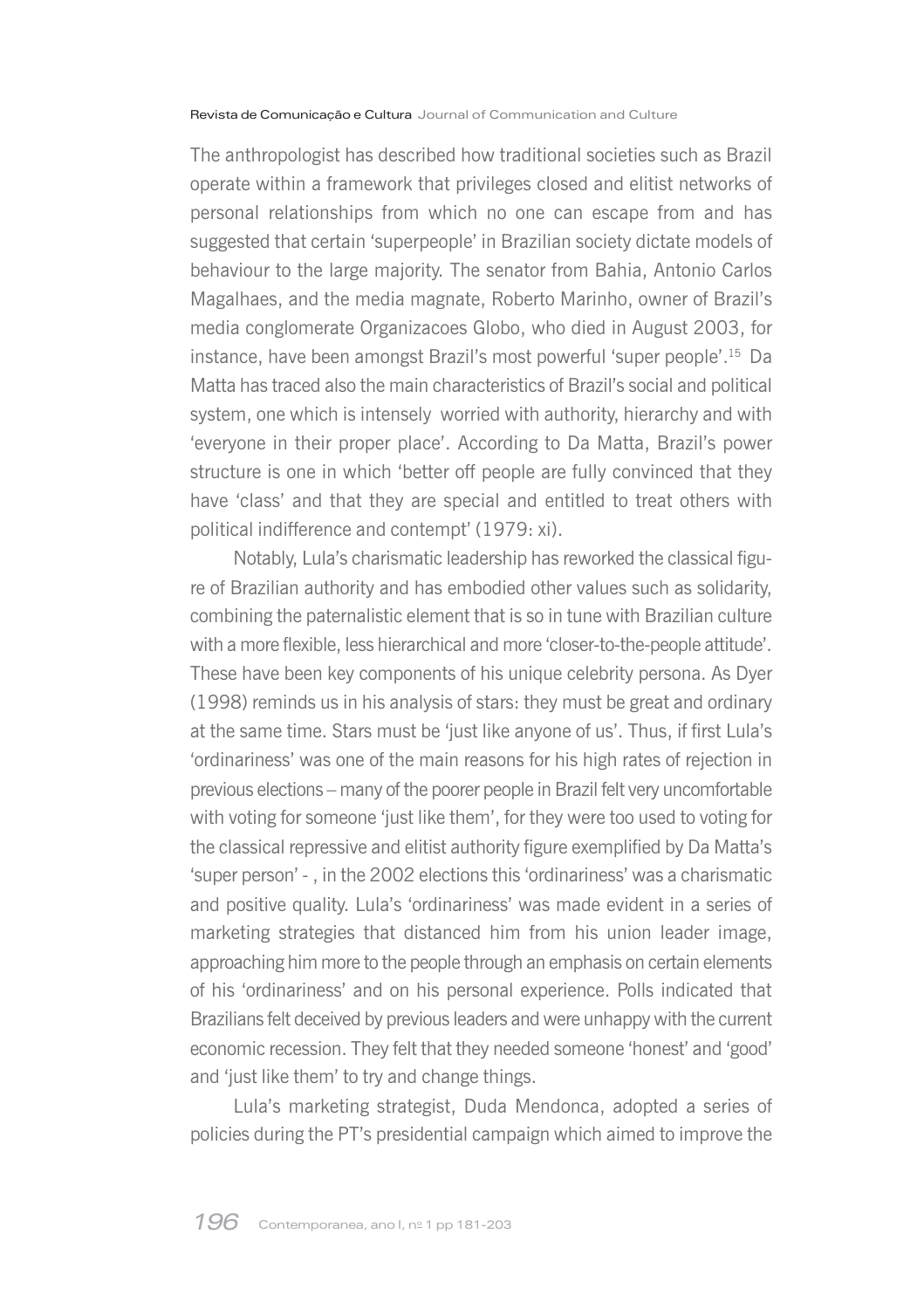The anthropologist has described how traditional societies such as Brazil operate within a framework that privileges closed and elitist networks of personal relationships from which no one can escape from and has suggested that certain 'superpeople' in Brazilian society dictate models of behaviour to the large majority. The senator from Bahia, Antonio Carlos Magalhaes, and the media magnate, Roberto Marinho, owner of Brazil's media conglomerate Organizacoes Globo, who died in August 2003, for instance, have been amongst Brazil's most powerful 'super people'.[15] Da Matta has traced also the main characteristics of Brazil's social and political system, one which is intensely worried with authority, hierarchy and with 'everyone in their proper place'. According to Da Matta, Brazil's power structure is one in which 'better off people are fully convinced that they have 'class' and that they are special and entitled to treat others with political indifference and contempt' (1979: xi).

Notably, Lula's charismatic leadership has reworked the classical figure of Brazilian authority and has embodied other values such as solidarity, combining the paternalistic element that is so in tune with Brazilian culture with a more flexible, less hierarchical and more 'closer-to-the-people attitude'. These have been key components of his unique celebrity persona. As Dyer (1998) reminds us in his analysis of stars: they must be great and ordinary at the same time. Stars must be 'just like anyone of us'. Thus, if first Lula's 'ordinariness' was one of the main reasons for his high rates of rejection in previous elections – many of the poorer people in Brazil felt very uncomfortable with voting for someone 'just like them', for they were too used to voting for the classical repressive and elitist authority figure exemplified by Da Matta's 'super person' - , in the 2002 elections this 'ordinariness' was a charismatic and positive quality. Lula's 'ordinariness' was made evident in a series of marketing strategies that distanced him from his union leader image, approaching him more to the people through an emphasis on certain elements of his 'ordinariness' and on his personal experience. Polls indicated that Brazilians felt deceived by previous leaders and were unhappy with the current economic recession. They felt that they needed someone 'honest' and 'good' and 'just like them' to try and change things.

Lula's marketing strategist, Duda Mendonca, adopted a series of policies during the PT's presidential campaign which aimed to improve the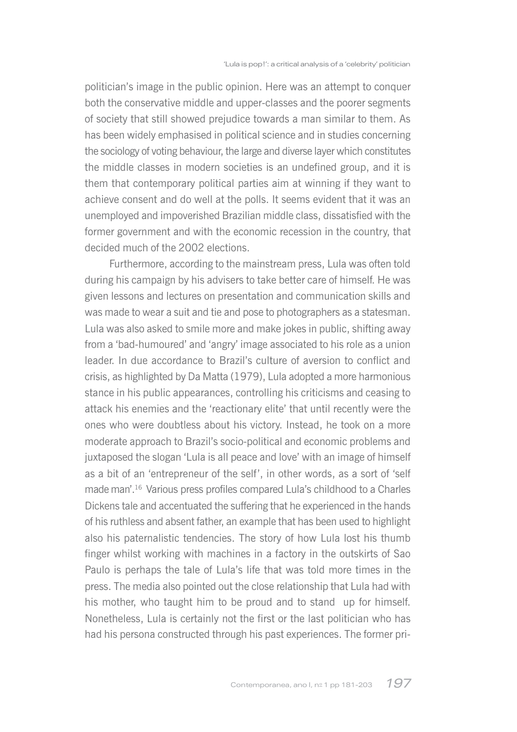politician's image in the public opinion. Here was an attempt to conquer both the conservative middle and upper-classes and the poorer segments of society that still showed prejudice towards a man similar to them. As has been widely emphasised in political science and in studies concerning the sociology of voting behaviour, the large and diverse layer which constitutes the middle classes in modern societies is an undefined group, and it is them that contemporary political parties aim at winning if they want to achieve consent and do well at the polls. It seems evident that it was an unemployed and impoverished Brazilian middle class, dissatisfied with the former government and with the economic recession in the country, that decided much of the 2002 elections.

Furthermore, according to the mainstream press, Lula was often told during his campaign by his advisers to take better care of himself. He was given lessons and lectures on presentation and communication skills and was made to wear a suit and tie and pose to photographers as a statesman. Lula was also asked to smile more and make jokes in public, shifting away from a 'bad-humoured' and 'angry' image associated to his role as a union leader. In due accordance to Brazil's culture of aversion to conflict and crisis, as highlighted by Da Matta (1979), Lula adopted a more harmonious stance in his public appearances, controlling his criticisms and ceasing to attack his enemies and the 'reactionary elite' that until recently were the ones who were doubtless about his victory. Instead, he took on a more moderate approach to Brazil's socio-political and economic problems and juxtaposed the slogan 'Lula is all peace and love' with an image of himself as a bit of an 'entrepreneur of the self', in other words, as a sort of 'self made man'.[16] Various press profiles compared Lula's childhood to a Charles Dickens tale and accentuated the suffering that he experienced in the hands of his ruthless and absent father, an example that has been used to highlight also his paternalistic tendencies. The story of how Lula lost his thumb finger whilst working with machines in a factory in the outskirts of Sao Paulo is perhaps the tale of Lula's life that was told more times in the press. The media also pointed out the close relationship that Lula had with his mother, who taught him to be proud and to stand up for himself. Nonetheless, Lula is certainly not the first or the last politician who has had his persona constructed through his past experiences. The former pri-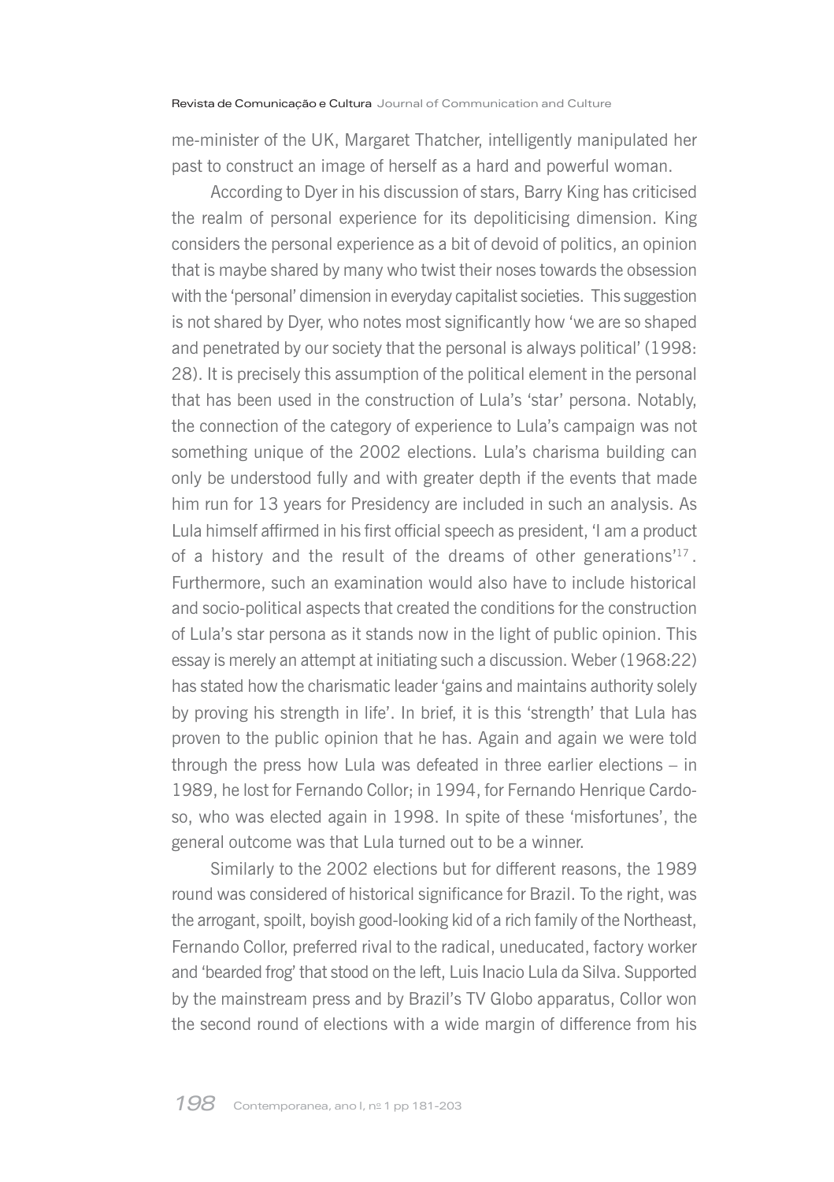me-minister of the UK, Margaret Thatcher, intelligently manipulated her past to construct an image of herself as a hard and powerful woman.

According to Dyer in his discussion of stars, Barry King has criticised the realm of personal experience for its depoliticising dimension. King considers the personal experience as a bit of devoid of politics, an opinion that is maybe shared by many who twist their noses towards the obsession with the 'personal' dimension in everyday capitalist societies. This suggestion is not shared by Dyer, who notes most significantly how 'we are so shaped and penetrated by our society that the personal is always political' (1998: 28). It is precisely this assumption of the political element in the personal that has been used in the construction of Lula's 'star' persona. Notably, the connection of the category of experience to Lula's campaign was not something unique of the 2002 elections. Lula's charisma building can only be understood fully and with greater depth if the events that made him run for 13 years for Presidency are included in such an analysis. As Lula himself affirmed in his first official speech as president, 'I am a product of a history and the result of the dreams of other generations'[17]. Furthermore, such an examination would also have to include historical and socio-political aspects that created the conditions for the construction of Lula's star persona as it stands now in the light of public opinion. This essay is merely an attempt at initiating such a discussion. Weber (1968:22) has stated how the charismatic leader 'gains and maintains authority solely by proving his strength in life'. In brief, it is this 'strength' that Lula has proven to the public opinion that he has. Again and again we were told through the press how Lula was defeated in three earlier elections – in 1989, he lost for Fernando Collor; in 1994, for Fernando Henrique Cardoso, who was elected again in 1998. In spite of these 'misfortunes', the general outcome was that Lula turned out to be a winner.

Similarly to the 2002 elections but for different reasons, the 1989 round was considered of historical significance for Brazil. To the right, was the arrogant, spoilt, boyish good-looking kid of a rich family of the Northeast, Fernando Collor, preferred rival to the radical, uneducated, factory worker and 'bearded frog' that stood on the left, Luis Inacio Lula da Silva. Supported by the mainstream press and by Brazil's TV Globo apparatus, Collor won the second round of elections with a wide margin of difference from his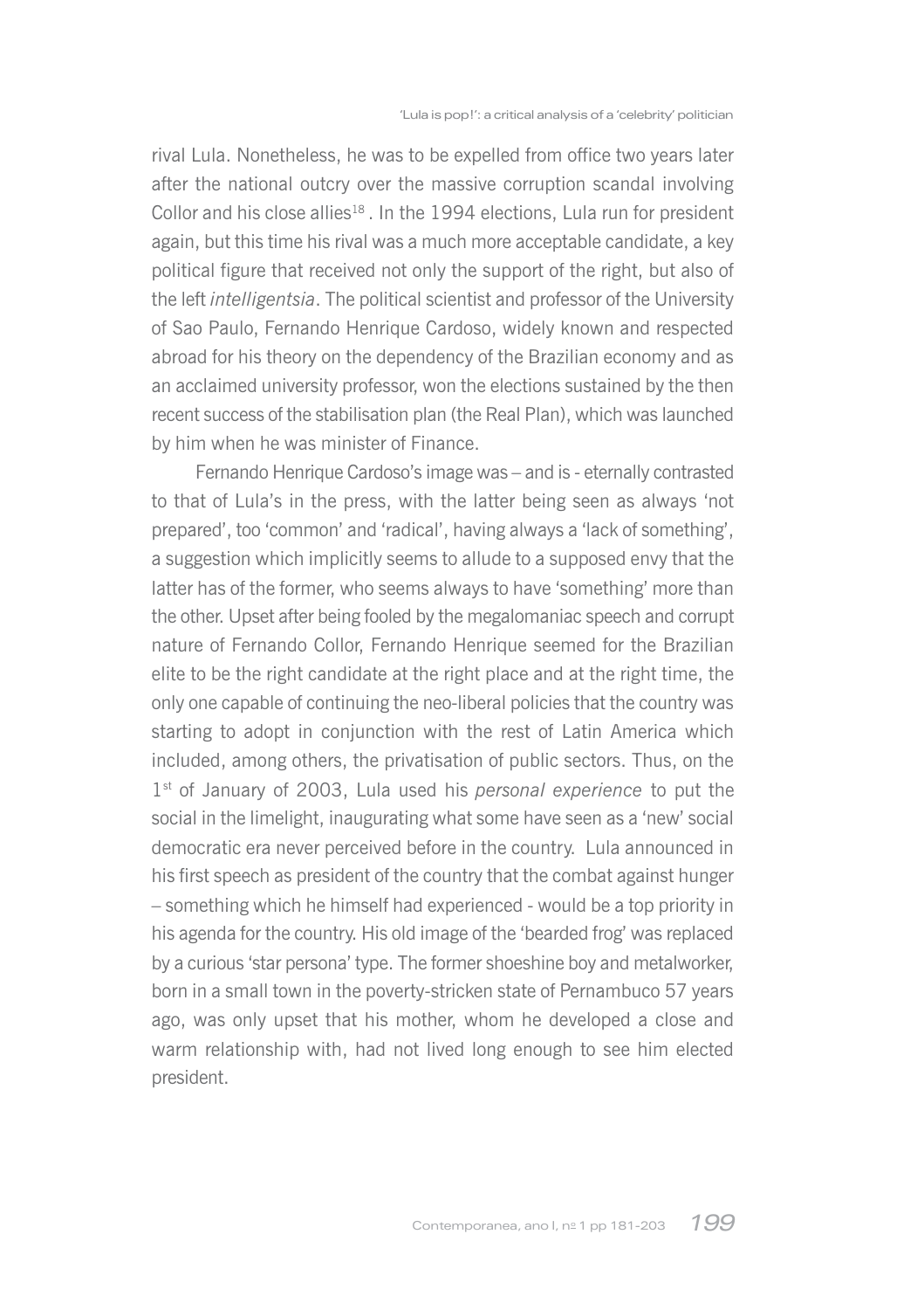rival Lula. Nonetheless, he was to be expelled from office two years later after the national outcry over the massive corruption scandal involving Collor and his close allies[18] . In the 1994 elections, Lula run for president again, but this time his rival was a much more acceptable candidate, a key political figure that received not only the support of the right, but also of the left *intelligentsia*. The political scientist and professor of the University of Sao Paulo, Fernando Henrique Cardoso, widely known and respected abroad for his theory on the dependency of the Brazilian economy and as an acclaimed university professor, won the elections sustained by the then recent success of the stabilisation plan (the Real Plan), which was launched by him when he was minister of Finance.

Fernando Henrique Cardoso's image was – and is - eternally contrasted to that of Lula's in the press, with the latter being seen as always 'not prepared', too 'common' and 'radical', having always a 'lack of something', a suggestion which implicitly seems to allude to a supposed envy that the latter has of the former, who seems always to have 'something' more than the other. Upset after being fooled by the megalomaniac speech and corrupt nature of Fernando Collor, Fernando Henrique seemed for the Brazilian elite to be the right candidate at the right place and at the right time, the only one capable of continuing the neo-liberal policies that the country was starting to adopt in conjunction with the rest of Latin America which included, among others, the privatisation of public sectors. Thus, on the 1st of January of 2003, Lula used his *personal experience* to put the social in the limelight, inaugurating what some have seen as a 'new' social democratic era never perceived before in the country. Lula announced in his first speech as president of the country that the combat against hunger – something which he himself had experienced - would be a top priority in his agenda for the country. His old image of the 'bearded frog' was replaced by a curious 'star persona' type. The former shoeshine boy and metalworker, born in a small town in the poverty-stricken state of Pernambuco 57 years ago, was only upset that his mother, whom he developed a close and warm relationship with, had not lived long enough to see him elected president.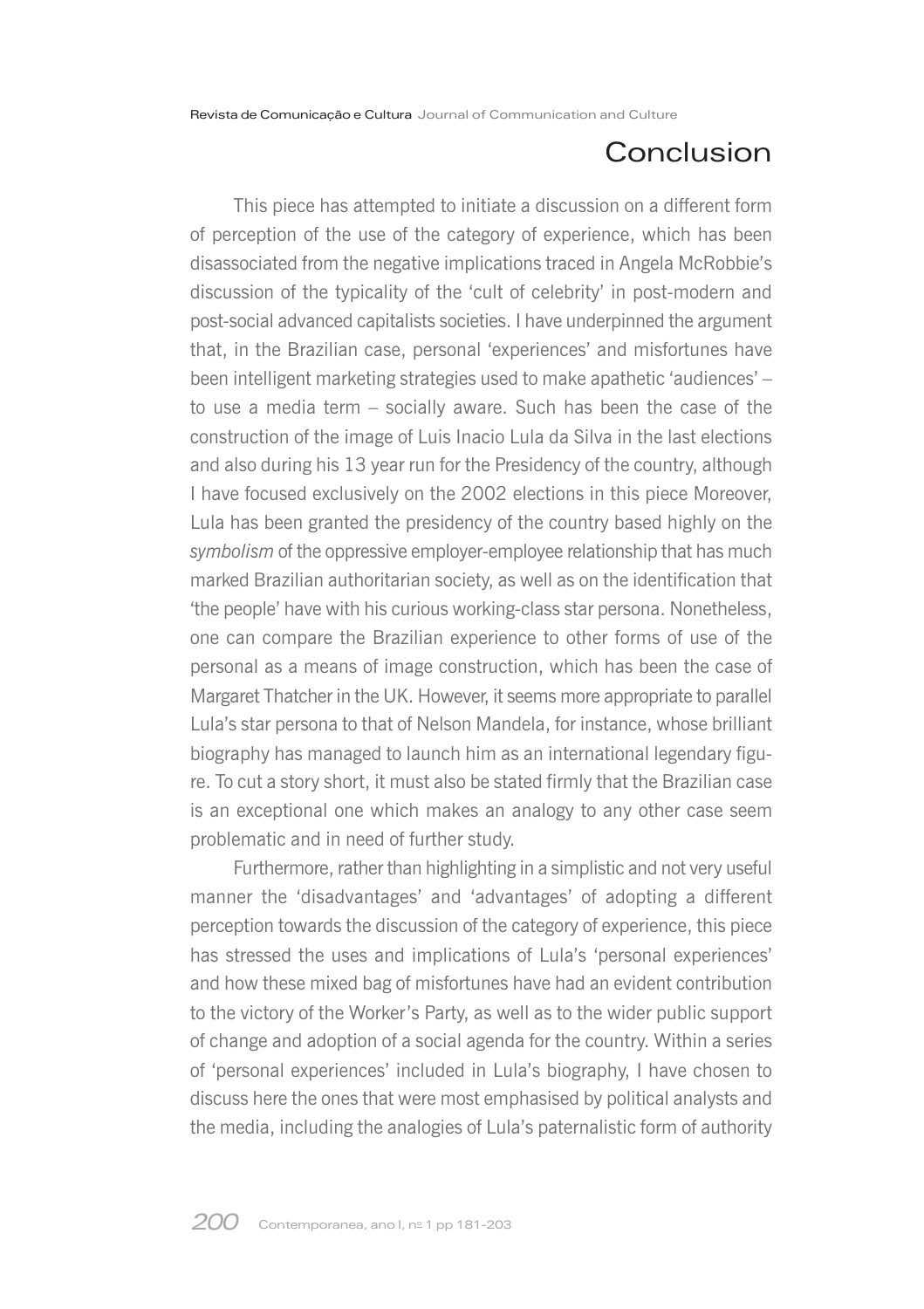## Conclusion

This piece has attempted to initiate a discussion on a different form of perception of the use of the category of experience, which has been disassociated from the negative implications traced in Angela McRobbie's discussion of the typicality of the 'cult of celebrity' in post-modern and post-social advanced capitalists societies. I have underpinned the argument that, in the Brazilian case, personal 'experiences' and misfortunes have been intelligent marketing strategies used to make apathetic 'audiences' – to use a media term – socially aware. Such has been the case of the construction of the image of Luis Inacio Lula da Silva in the last elections and also during his 13 year run for the Presidency of the country, although I have focused exclusively on the 2002 elections in this piece Moreover, Lula has been granted the presidency of the country based highly on the *symbolism* of the oppressive employer-employee relationship that has much marked Brazilian authoritarian society, as well as on the identification that 'the people' have with his curious working-class star persona. Nonetheless, one can compare the Brazilian experience to other forms of use of the personal as a means of image construction, which has been the case of Margaret Thatcher in the UK. However, it seems more appropriate to parallel Lula's star persona to that of Nelson Mandela, for instance, whose brilliant biography has managed to launch him as an international legendary figure. To cut a story short, it must also be stated firmly that the Brazilian case is an exceptional one which makes an analogy to any other case seem problematic and in need of further study.

Furthermore, rather than highlighting in a simplistic and not very useful manner the 'disadvantages' and 'advantages' of adopting a different perception towards the discussion of the category of experience, this piece has stressed the uses and implications of Lula's 'personal experiences' and how these mixed bag of misfortunes have had an evident contribution to the victory of the Worker's Party, as well as to the wider public support of change and adoption of a social agenda for the country. Within a series of 'personal experiences' included in Lula's biography, I have chosen to discuss here the ones that were most emphasised by political analysts and the media, including the analogies of Lula's paternalistic form of authority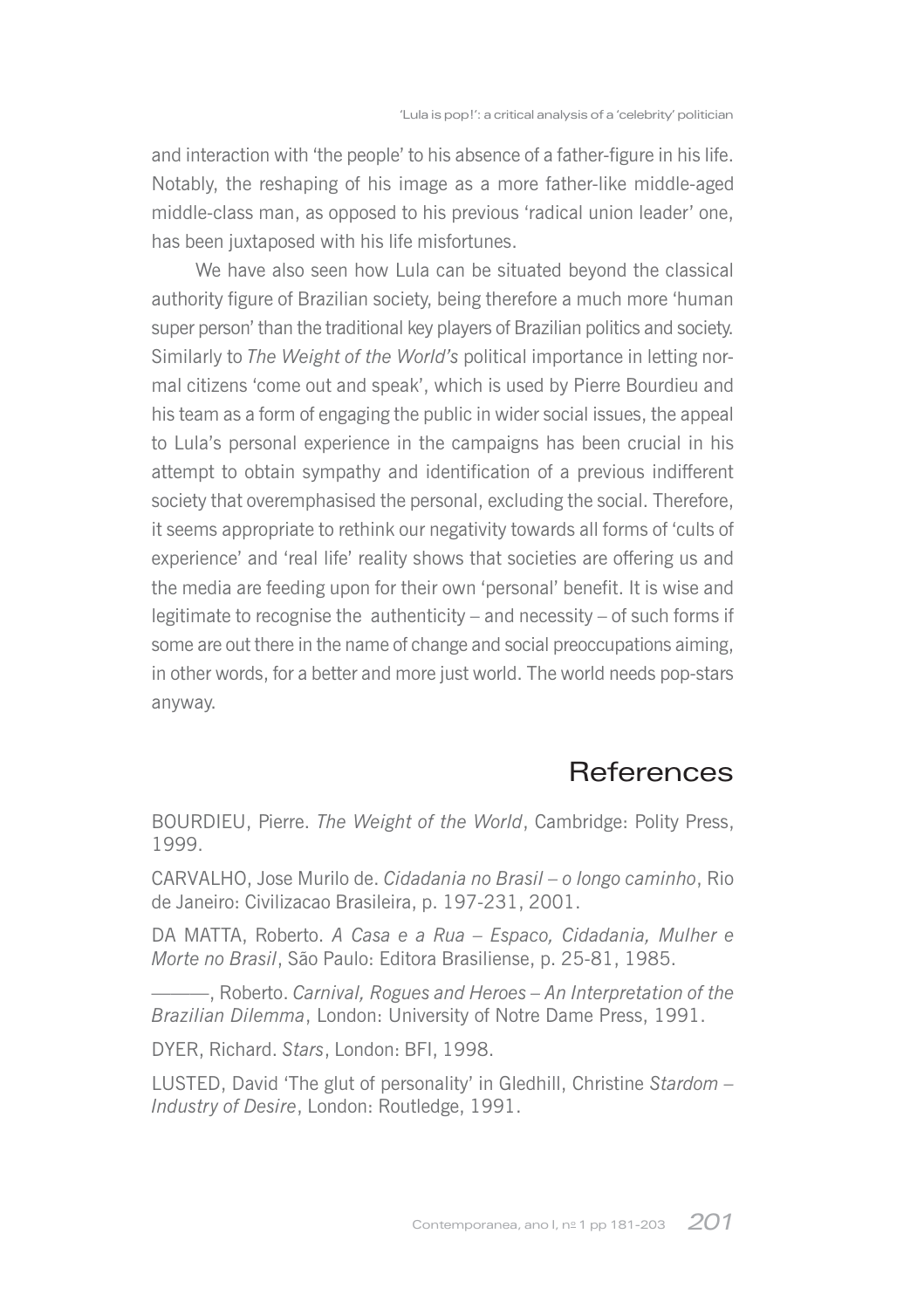and interaction with 'the people' to his absence of a father-figure in his life. Notably, the reshaping of his image as a more father-like middle-aged middle-class man, as opposed to his previous 'radical union leader' one, has been juxtaposed with his life misfortunes.

We have also seen how Lula can be situated beyond the classical authority figure of Brazilian society, being therefore a much more 'human super person' than the traditional key players of Brazilian politics and society. Similarly to *The Weight of the World's* political importance in letting normal citizens 'come out and speak', which is used by Pierre Bourdieu and his team as a form of engaging the public in wider social issues, the appeal to Lula's personal experience in the campaigns has been crucial in his attempt to obtain sympathy and identification of a previous indifferent society that overemphasised the personal, excluding the social. Therefore, it seems appropriate to rethink our negativity towards all forms of 'cults of experience' and 'real life' reality shows that societies are offering us and the media are feeding upon for their own 'personal' benefit. It is wise and legitimate to recognise the authenticity – and necessity – of such forms if some are out there in the name of change and social preoccupations aiming, in other words, for a better and more just world. The world needs pop-stars anyway.

## References

BOURDIEU, Pierre. *The Weight of the World*, Cambridge: Polity Press, 1999.

CARVALHO, Jose Murilo de. *Cidadania no Brasil – o longo caminho*, Rio de Janeiro: Civilizacao Brasileira, p. 197-231, 2001.

DA MATTA, Roberto. *A Casa e a Rua – Espaco, Cidadania, Mulher e Morte no Brasil*, São Paulo: Editora Brasiliense, p. 25-81, 1985.

———, Roberto. *Carnival, Rogues and Heroes – An Interpretation of the Brazilian Dilemma*, London: University of Notre Dame Press, 1991.

DYER, Richard. *Stars*, London: BFI, 1998.

LUSTED, David 'The glut of personality' in Gledhill, Christine *Stardom – Industry of Desire*, London: Routledge, 1991.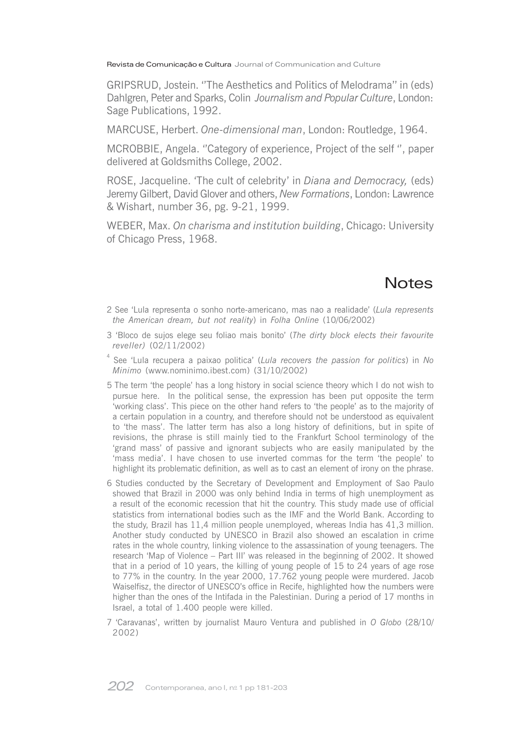GRIPSRUD, Jostein. ''The Aesthetics and Politics of Melodrama'' in (eds) Dahlgren, Peter and Sparks, Colin *Journalism and Popular Culture*, London: Sage Publications, 1992.

MARCUSE, Herbert. *One-dimensional man*, London: Routledge, 1964.

MCROBBIE, Angela. ''Category of experience, Project of the self '', paper delivered at Goldsmiths College, 2002.

ROSE, Jacqueline. 'The cult of celebrity' in *Diana and Democracy,* (eds) Jeremy Gilbert, David Glover and others, *New Formations*, London: Lawrence & Wishart, number 36, pg. 9-21, 1999.

WEBER, Max. *On charisma and institution building*, Chicago: University of Chicago Press, 1968.

## Notes

2 See 'Lula representa o sonho norte-americano, mas nao a realidade' (*Lula represents the American dream, but not reality*) in *Folha Online* (10/06/2002)

3 'Bloco de sujos elege seu foliao mais bonito' (*The dirty block elects their favourite reveller)* (02/11/2002)

4 See 'Lula recupera a paixao politica' (*Lula recovers the passion for politics*) in *No Minimo* (www.nominimo.ibest.com) (31/10/2002)

5 The term 'the people' has a long history in social science theory which I do not wish to pursue here. In the political sense, the expression has been put opposite the term 'working class'. This piece on the other hand refers to 'the people' as to the majority of a certain population in a country, and therefore should not be understood as equivalent to 'the mass'. The latter term has also a long history of definitions, but in spite of revisions, the phrase is still mainly tied to the Frankfurt School terminology of the 'grand mass' of passive and ignorant subjects who are easily manipulated by the 'mass media'. I have chosen to use inverted commas for the term 'the people' to highlight its problematic definition, as well as to cast an element of irony on the phrase.

6 Studies conducted by the Secretary of Development and Employment of Sao Paulo showed that Brazil in 2000 was only behind India in terms of high unemployment as a result of the economic recession that hit the country. This study made use of official statistics from international bodies such as the IMF and the World Bank. According to the study, Brazil has 11,4 million people unemployed, whereas India has 41,3 million. Another study conducted by UNESCO in Brazil also showed an escalation in crime rates in the whole country, linking violence to the assassination of young teenagers. The research 'Map of Violence – Part III' was released in the beginning of 2002. It showed that in a period of 10 years, the killing of young people of 15 to 24 years of age rose to 77% in the country. In the year 2000, 17.762 young people were murdered. Jacob Waiselfisz, the director of UNESCO's office in Recife, highlighted how the numbers were higher than the ones of the Intifada in the Palestinian. During a period of 17 months in Israel, a total of 1.400 people were killed.

7 'Caravanas', written by journalist Mauro Ventura and published in *O Globo* (28/10/2002)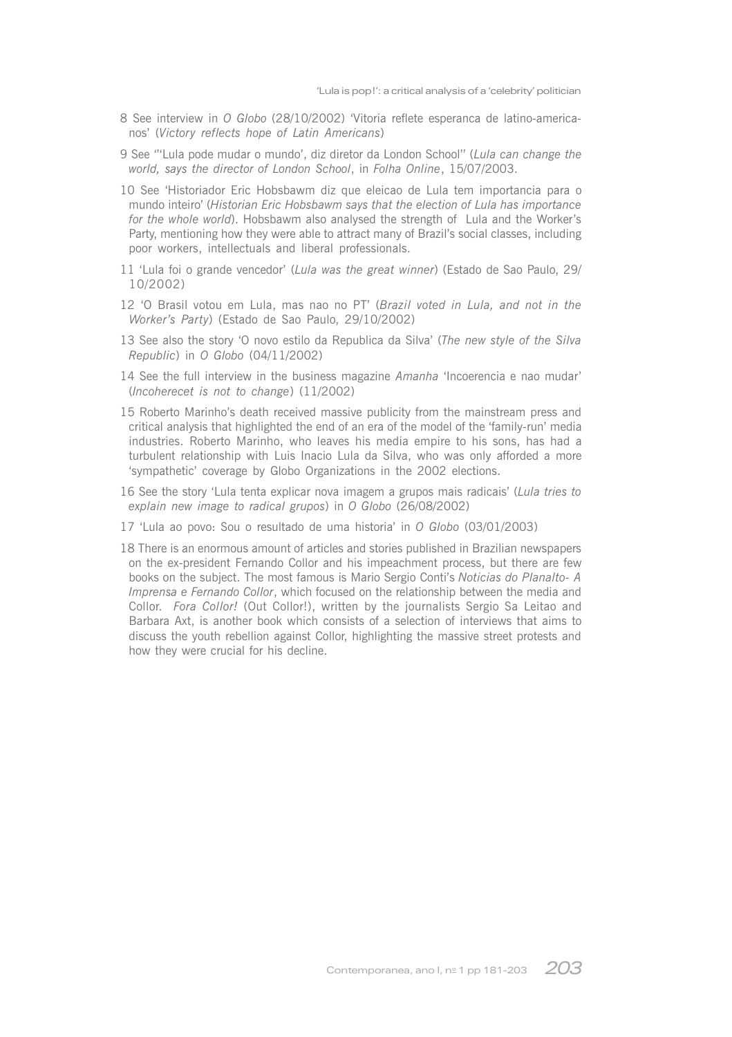8 See interview in *O Globo* (28/10/2002) 'Vitoria reflete esperanca de latino-americanos' (*Victory reflects hope of Latin Americans*)

9 See "'Lula pode mudar o mundo', diz diretor da London School" (*Lula can change the world, says the director of London School*, in *Folha Online*, 15/07/2003.

10 See 'Historiador Eric Hobsbawm diz que eleicao de Lula tem importancia para o mundo inteiro' (*Historian Eric Hobsbawm says that the election of Lula has importance for the whole world*). Hobsbawm also analysed the strength of Lula and the Worker's Party, mentioning how they were able to attract many of Brazil's social classes, including poor workers, intellectuals and liberal professionals.

11 'Lula foi o grande vencedor' (*Lula was the great winner*) (Estado de Sao Paulo, 29/10/2002)

12 'O Brasil votou em Lula, mas nao no PT' (*Brazil voted in Lula, and not in the Worker's Party*) (Estado de Sao Paulo, 29/10/2002)

13 See also the story 'O novo estilo da Republica da Silva' (*The new style of the Silva Republic*) in *O Globo* (04/11/2002)

14 See the full interview in the business magazine *Amanha* 'Incoerencia e nao mudar' (*Incoherecet is not to change*) (11/2002)

15 Roberto Marinho's death received massive publicity from the mainstream press and critical analysis that highlighted the end of an era of the model of the 'family-run' media industries. Roberto Marinho, who leaves his media empire to his sons, has had a turbulent relationship with Luis Inacio Lula da Silva, who was only afforded a more 'sympathetic' coverage by Globo Organizations in the 2002 elections.

16 See the story 'Lula tenta explicar nova imagem a grupos mais radicais' (*Lula tries to explain new image to radical grupos*) in *O Globo* (26/08/2002)

17 'Lula ao povo: Sou o resultado de uma historia' in *O Globo* (03/01/2003)

18 There is an enormous amount of articles and stories published in Brazilian newspapers on the ex-president Fernando Collor and his impeachment process, but there are few books on the subject. The most famous is Mario Sergio Conti's *Noticias do Planalto- A Imprensa e Fernando Collor*, which focused on the relationship between the media and Collor. *Fora Collor!* (Out Collor!), written by the journalists Sergio Sa Leitao and Barbara Axt, is another book which consists of a selection of interviews that aims to discuss the youth rebellion against Collor, highlighting the massive street protests and how they were crucial for his decline.